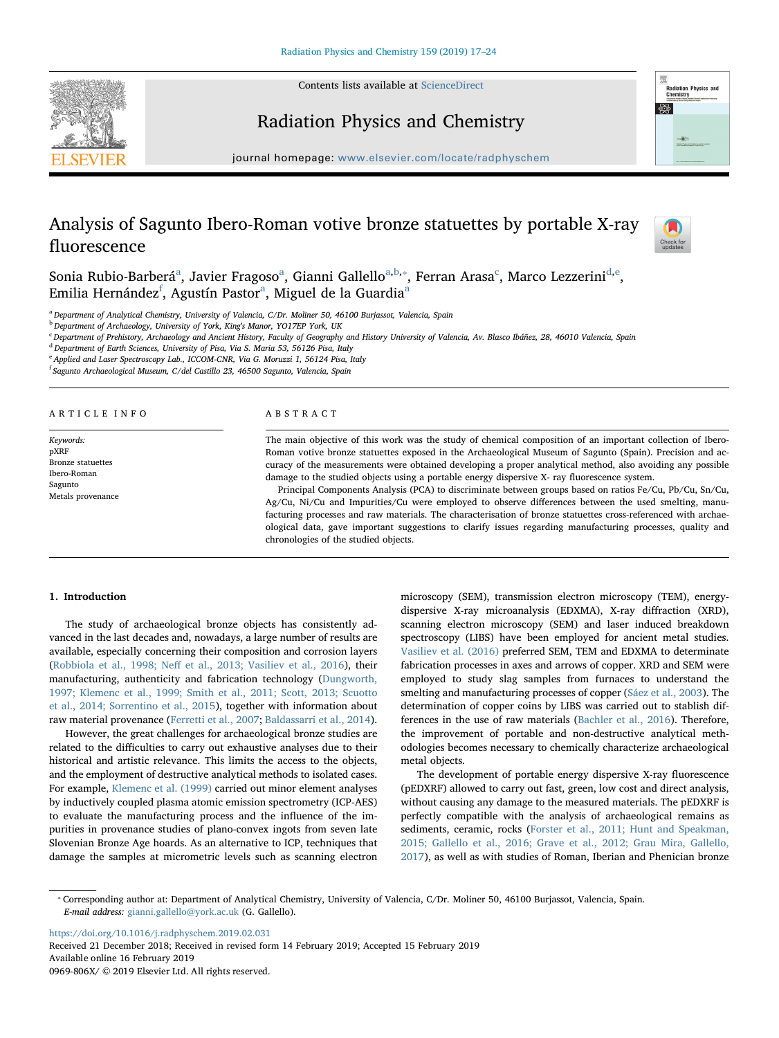# Analysis of Sagunto Ibero-Roman votive bronze statuettes by portable X-ray fluorescence

Sonia Rubio-Barberá[a], Javier Fragoso[a], Gianni Gallello[a,b,*], Ferran Arasa[c], Marco Lezzerini[d,e], Emilia Hernández[f], Agustín Pastor[a], Miguel de la Guardia[a]

[a] Department of Analytical Chemistry, University of Valencia, C/Dr. Moliner 50, 46100 Burjassot, Valencia, Spain
[b] Department of Archaeology, University of York, King's Manor, YO17EP York, UK
[c] Department of Prehistory, Archaeology and Ancient History, Faculty of Geography and History University of Valencia, Av. Blasco Ibáñez, 28, 46010 Valencia, Spain
[d] Department of Earth Sciences, University of Pisa, Via S. Maria 53, 56126 Pisa, Italy
[e] Applied and Laser Spectroscopy Lab., ICCOM-CNR, Via G. Moruzzi 1, 56124 Pisa, Italy
[f] Sagunto Archaeological Museum, C/del Castillo 23, 46500 Sagunto, Valencia, Spain

## ARTICLE INFO

*Keywords:*
pXRF
Bronze statuettes
Ibero-Roman
Sagunto
Metals provenance

## ABSTRACT

The main objective of this work was the study of chemical composition of an important collection of Ibero-Roman votive bronze statuettes exposed in the Archaeological Museum of Sagunto (Spain). Precision and accuracy of the measurements were obtained developing a proper analytical method, also avoiding any possible damage to the studied objects using a portable energy dispersive X- ray fluorescence system.

Principal Components Analysis (PCA) to discriminate between groups based on ratios Fe/Cu, Pb/Cu, Sn/Cu, Ag/Cu, Ni/Cu and Impurities/Cu were employed to observe differences between the used smelting, manufacturing processes and raw materials. The characterisation of bronze statuettes cross-referenced with archaeological data, gave important suggestions to clarify issues regarding manufacturing processes, quality and chronologies of the studied objects.

## 1. Introduction

The study of archaeological bronze objects has consistently advanced in the last decades and, nowadays, a large number of results are available, especially concerning their composition and corrosion layers (Robbiola et al., 1998; Neff et al., 2013; Vasiliev et al., 2016), their manufacturing, authenticity and fabrication technology (Dungworth, 1997; Klemenc et al., 1999; Smith et al., 2011; Scott, 2013; Scuotto et al., 2014; Sorrentino et al., 2015), together with information about raw material provenance (Ferretti et al., 2007; Baldassarri et al., 2014).

However, the great challenges for archaeological bronze studies are related to the difficulties to carry out exhaustive analyses due to their historical and artistic relevance. This limits the access to the objects, and the employment of destructive analytical methods to isolated cases. For example, Klemenc et al. (1999) carried out minor element analyses by inductively coupled plasma atomic emission spectrometry (ICP-AES) to evaluate the manufacturing process and the influence of the impurities in provenance studies of plano-convex ingots from seven late Slovenian Bronze Age hoards. As an alternative to ICP, techniques that damage the samples at micrometric levels such as scanning electron microscopy (SEM), transmission electron microscopy (TEM), energy-dispersive X-ray microanalysis (EDXMA), X-ray diffraction (XRD), scanning electron microscopy (SEM) and laser induced breakdown spectroscopy (LIBS) have been employed for ancient metal studies. Vasiliev et al. (2016) preferred SEM, TEM and EDXMA to determinate fabrication processes in axes and arrows of copper. XRD and SEM were employed to study slag samples from furnaces to understand the smelting and manufacturing processes of copper (Sáez et al., 2003). The determination of copper coins by LIBS was carried out to stablish differences in the use of raw materials (Bachler et al., 2016). Therefore, the improvement of portable and non-destructive analytical methodologies becomes necessary to chemically characterize archaeological metal objects.

The development of portable energy dispersive X-ray fluorescence (pEDXRF) allowed to carry out fast, green, low cost and direct analysis, without causing any damage to the measured materials. The pEDXRF is perfectly compatible with the analysis of archaeological remains as sediments, ceramic, rocks (Forster et al., 2011; Hunt and Speakman, 2015; Gallello et al., 2016; Grave et al., 2012; Grau Mira, Gallello, 2017), as well as with studies of Roman, Iberian and Phenician bronze

---

* Corresponding author at: Department of Analytical Chemistry, University of Valencia, C/Dr. Moliner 50, 46100 Burjassot, Valencia, Spain.
*E-mail address:* gianni.gallello@york.ac.uk (G. Gallello).

https://doi.org/10.1016/j.radphyschem.2019.02.031
Received 21 December 2018; Received in revised form 14 February 2019; Accepted 15 February 2019
Available online 16 February 2019
0969-806X/ © 2019 Elsevier Ltd. All rights reserved.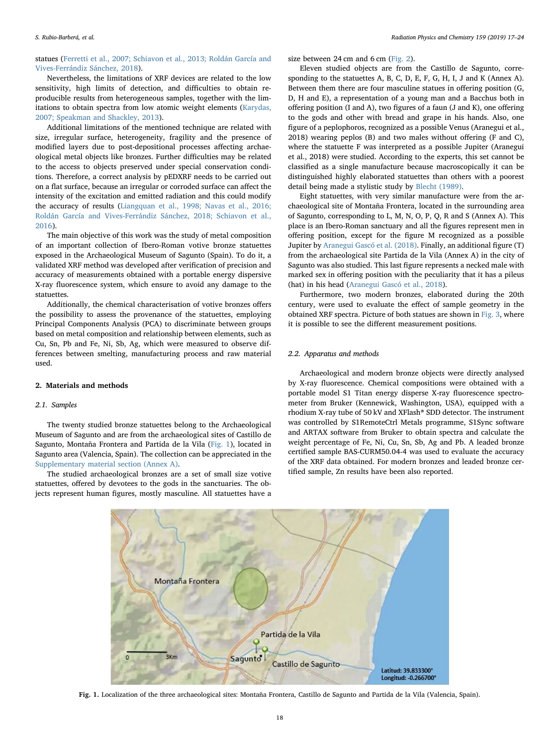statues (Ferretti et al., 2007; Schiavon et al., 2013; Roldán García and Vives-Ferrándiz Sánchez, 2018).

Nevertheless, the limitations of XRF devices are related to the low sensitivity, high limits of detection, and difficulties to obtain reproducible results from heterogeneous samples, together with the limitations to obtain spectra from low atomic weight elements (Karydas, 2007; Speakman and Shackley, 2013).

Additional limitations of the mentioned technique are related with size, irregular surface, heterogeneity, fragility and the presence of modified layers due to post-depositional processes affecting archaeological metal objects like bronzes. Further difficulties may be related to the access to objects preserved under special conservation conditions. Therefore, a correct analysis by pEDXRF needs to be carried out on a flat surface, because an irregular or corroded surface can affect the intensity of the excitation and emitted radiation and this could modify the accuracy of results (Liangquan et al., 1998; Navas et al., 2016; Roldán García and Vives-Ferrándiz Sánchez, 2018; Schiavon et al., 2016).

The main objective of this work was the study of metal composition of an important collection of Ibero-Roman votive bronze statuettes exposed in the Archaeological Museum of Sagunto (Spain). To do it, a validated XRF method was developed after verification of precision and accuracy of measurements obtained with a portable energy dispersive X-ray fluorescence system, which ensure to avoid any damage to the statuettes.

Additionally, the chemical characterisation of votive bronzes offers the possibility to assess the provenance of the statuettes, employing Principal Components Analysis (PCA) to discriminate between groups based on metal composition and relationship between elements, such as Cu, Sn, Pb and Fe, Ni, Sb, Ag, which were measured to observe differences between smelting, manufacturing process and raw material used.

## 2. Materials and methods

### 2.1. Samples

The twenty studied bronze statuettes belong to the Archaeological Museum of Sagunto and are from the archaeological sites of Castillo de Sagunto, Montaña Frontera and Partida de la Vila (Fig. 1), located in Sagunto area (Valencia, Spain). The collection can be appreciated in the Supplementary material section (Annex A).

The studied archaeological bronzes are a set of small size votive statuettes, offered by devotees to the gods in the sanctuaries. The objects represent human figures, mostly masculine. All statuettes have a size between 24 cm and 6 cm (Fig. 2).

Eleven studied objects are from the Castillo de Sagunto, corresponding to the statuettes A, B, C, D, E, F, G, H, I, J and K (Annex A). Between them there are four masculine statues in offering position (G, D, H and E), a representation of a young man and a Bacchus both in offering position (I and A), two figures of a faun (J and K), one offering to the gods and other with bread and grape in his hands. Also, one figure of a peplophoros, recognized as a possible Venus (Aranegui et al., 2018) wearing peplos (B) and two males without offering (F and C), where the statuette F was interpreted as a possible Jupiter (Aranegui et al., 2018) were studied. According to the experts, this set cannot be classified as a single manufacture because macroscopically it can be distinguished highly elaborated statuettes than others with a poorest detail being made a stylistic study by Blecht (1989).

Eight statuettes, with very similar manufacture were from the archaeological site of Montaña Frontera, located in the surrounding area of Sagunto, corresponding to L, M, N, O, P, Q, R and S (Annex A). This place is an Ibero-Roman sanctuary and all the figures represent men in offering position, except for the figure M recognized as a possible Jupiter by Aranegui Gascó et al. (2018). Finally, an additional figure (T) from the archaeological site Partida de la Vila (Annex A) in the city of Sagunto was also studied. This last figure represents a necked male with marked sex in offering position with the peculiarity that it has a pileus (hat) in his head (Aranegui Gascó et al., 2018).

Furthermore, two modern bronzes, elaborated during the 20th century, were used to evaluate the effect of sample geometry in the obtained XRF spectra. Picture of both statues are shown in Fig. 3, where it is possible to see the different measurement positions.

### 2.2. Apparatus and methods

Archaeological and modern bronze objects were directly analysed by X-ray fluorescence. Chemical compositions were obtained with a portable model S1 Titan energy disperse X-ray fluorescence spectrometer from Bruker (Kennewick, Washington, USA), equipped with a rhodium X-ray tube of 50 kV and XFlash® SDD detector. The instrument was controlled by S1RemoteCtrl Metals programme, S1Sync software and ARTAX software from Bruker to obtain spectra and calculate the weight percentage of Fe, Ni, Cu, Sn, Sb, Ag and Pb. A leaded bronze certified sample BAS-CURM50.04-4 was used to evaluate the accuracy of the XRF data obtained. For modern bronzes and leaded bronze certified sample, Zn results have been also reported.

Montaña Frontera

Partida de la Vila

Sagunto

Castillo de Sagunto

0 3Km

Latitud: 39.833300°
Longitud: -0.266700°

**Fig. 1.** Localization of the three archaeological sites: Montaña Frontera, Castillo de Sagunto and Partida de la Vila (Valencia, Spain).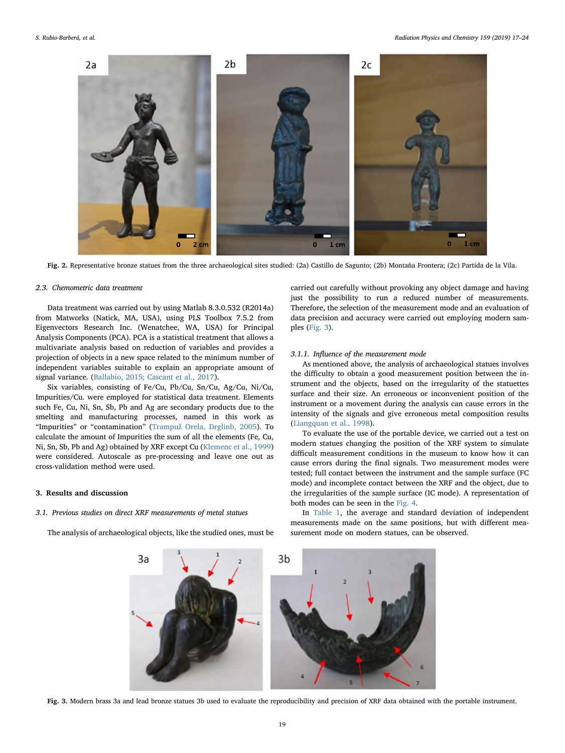Fig. 2. Representative bronze statues from the three archaeological sites studied: (2a) Castillo de Sagunto; (2b) Montaña Frontera; (2c) Partida de la Vila.

### 2.3. Chemometric data treatment

Data treatment was carried out by using Matlab 8.3.0.532 (R2014a) from Matworks (Natick, MA, USA), using PLS Toolbox 7.5.2 from Eigenvectors Research Inc. (Wenatchee, WA, USA) for Principal Analysis Components (PCA). PCA is a statistical treatment that allows a multivariate analysis based on reduction of variables and provides a projection of objects in a new space related to the minimum number of independent variables suitable to explain an appropriate amount of signal variance. (Ballabio, 2015; Cascant et al., 2017).

Six variables, consisting of Fe/Cu, Pb/Cu, Sn/Cu, Ag/Cu, Ni/Cu, Impurities/Cu. were employed for statistical data treatment. Elements such Fe, Cu, Ni, Sn, Sb, Pb and Ag are secondary products due to the smelting and manufacturing processes, named in this work as "Impurities" or "contamination" (Trampuž Orela, Drglinb, 2005). To calculate the amount of Impurities the sum of all the elements (Fe, Cu, Ni, Sn, Sb, Pb and Ag) obtained by XRF except Cu (Klemenc et al., 1999) were considered. Autoscale as pre-processing and leave one out as cross-validation method were used.

## 3. Results and discussion

### 3.1. Previous studies on direct XRF measurements of metal statues

The analysis of archaeological objects, like the studied ones, must be carried out carefully without provoking any object damage and having just the possibility to run a reduced number of measurements. Therefore, the selection of the measurement mode and an evaluation of data precision and accuracy were carried out employing modern samples (Fig. 3).

#### 3.1.1. Influence of the measurement mode

As mentioned above, the analysis of archaeological statues involves the difficulty to obtain a good measurement position between the instrument and the objects, based on the irregularity of the statuettes surface and their size. An erroneous or inconvenient position of the instrument or a movement during the analysis can cause errors in the intensity of the signals and give erroneous metal composition results (Liangquan et al., 1998).

To evaluate the use of the portable device, we carried out a test on modern statues changing the position of the XRF system to simulate difficult measurement conditions in the museum to know how it can cause errors during the final signals. Two measurement modes were tested; full contact between the instrument and the sample surface (FC mode) and incomplete contact between the XRF and the object, due to the irregularities of the sample surface (IC mode). A representation of both modes can be seen in the Fig. 4.

In Table 1, the average and standard deviation of independent measurements made on the same positions, but with different measurement mode on modern statues, can be observed.

Fig. 3. Modern brass 3a and lead bronze statues 3b used to evaluate the reproducibility and precision of XRF data obtained with the portable instrument.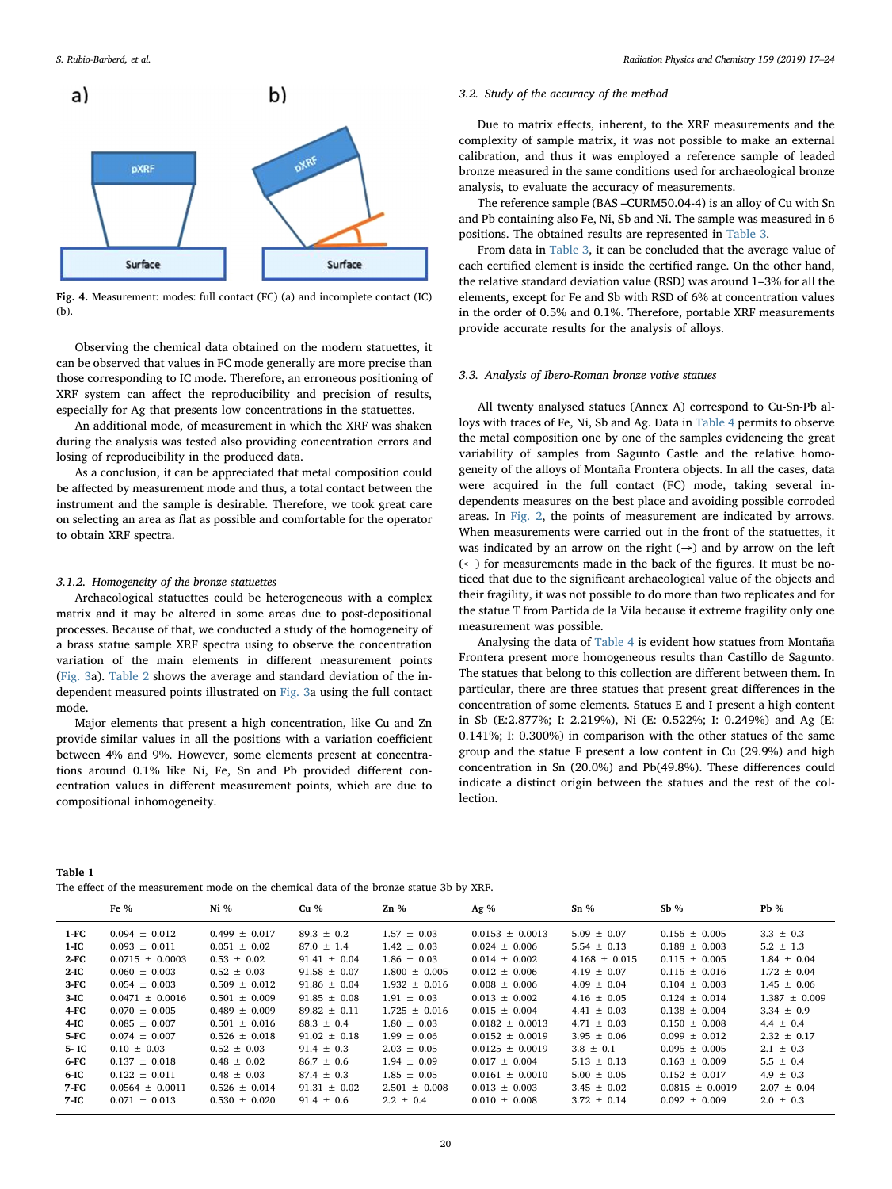Fig. 4. Measurement: modes: full contact (FC) (a) and incomplete contact (IC) (b).

Observing the chemical data obtained on the modern statuettes, it can be observed that values in FC mode generally are more precise than those corresponding to IC mode. Therefore, an erroneous positioning of XRF system can affect the reproducibility and precision of results, especially for Ag that presents low concentrations in the statuettes.

An additional mode, of measurement in which the XRF was shaken during the analysis was tested also providing concentration errors and losing of reproducibility in the produced data.

As a conclusion, it can be appreciated that metal composition could be affected by measurement mode and thus, a total contact between the instrument and the sample is desirable. Therefore, we took great care on selecting an area as flat as possible and comfortable for the operator to obtain XRF spectra.

#### 3.1.2. Homogeneity of the bronze statuettes

Archaeological statuettes could be heterogeneous with a complex matrix and it may be altered in some areas due to post-depositional processes. Because of that, we conducted a study of the homogeneity of a brass statue sample XRF spectra using to observe the concentration variation of the main elements in different measurement points (Fig. 3a). Table 2 shows the average and standard deviation of the independent measured points illustrated on Fig. 3a using the full contact mode.

Major elements that present a high concentration, like Cu and Zn provide similar values in all the positions with a variation coefficient between 4% and 9%. However, some elements present at concentrations around 0.1% like Ni, Fe, Sn and Pb provided different concentration values in different measurement points, which are due to compositional inhomogeneity.

### 3.2. Study of the accuracy of the method

Due to matrix effects, inherent, to the XRF measurements and the complexity of sample matrix, it was not possible to make an external calibration, and thus it was employed a reference sample of leaded bronze measured in the same conditions used for archaeological bronze analysis, to evaluate the accuracy of measurements.

The reference sample (BAS –CURM50.04-4) is an alloy of Cu with Sn and Pb containing also Fe, Ni, Sb and Ni. The sample was measured in 6 positions. The obtained results are represented in Table 3.

From data in Table 3, it can be concluded that the average value of each certified element is inside the certified range. On the other hand, the relative standard deviation value (RSD) was around 1–3% for all the elements, except for Fe and Sb with RSD of 6% at concentration values in the order of 0.5% and 0.1%. Therefore, portable XRF measurements provide accurate results for the analysis of alloys.

### 3.3. Analysis of Ibero-Roman bronze votive statues

All twenty analysed statues (Annex A) correspond to Cu-Sn-Pb alloys with traces of Fe, Ni, Sb and Ag. Data in Table 4 permits to observe the metal composition one by one of the samples evidencing the great variability of samples from Sagunto Castle and the relative homogeneity of the alloys of Montaña Frontera objects. In all the cases, data were acquired in the full contact (FC) mode, taking several independents measures on the best place and avoiding possible corroded areas. In Fig. 2, the points of measurement are indicated by arrows. When measurements were carried out in the front of the statuettes, it was indicated by an arrow on the right (→) and by arrow on the left (←) for measurements made in the back of the figures. It must be noticed that due to the significant archaeological value of the objects and their fragility, it was not possible to do more than two replicates and for the statue T from Partida de la Vila because it extreme fragility only one measurement was possible.

Analysing the data of Table 4 is evident how statues from Montaña Frontera present more homogeneous results than Castillo de Sagunto. The statues that belong to this collection are different between them. In particular, there are three statues that present great differences in the concentration of some elements. Statues E and I present a high content in Sb (E:2.877%; I: 2.219%), Ni (E: 0.522%; I: 0.249%) and Ag (E: 0.141%; I: 0.300%) in comparison with the other statues of the same group and the statue F present a low content in Cu (29.9%) and high concentration in Sn (20.0%) and Pb(49.8%). These differences could indicate a distinct origin between the statues and the rest of the collection.

**Table 1**
The effect of the measurement mode on the chemical data of the bronze statue 3b by XRF.

| | Fe % | Ni % | Cu % | Zn % | Ag % | Sn % | Sb % | Pb % |
|---|---|---|---|---|---|---|---|---|
| **1-FC** | 0.094 ± 0.012 | 0.499 ± 0.017 | 89.3 ± 0.2 | 1.57 ± 0.03 | 0.0153 ± 0.0013 | 5.09 ± 0.07 | 0.156 ± 0.005 | 3.3 ± 0.3 |
| **1-IC** | 0.093 ± 0.011 | 0.051 ± 0.02 | 87.0 ± 1.4 | 1.42 ± 0.03 | 0.024 ± 0.006 | 5.54 ± 0.13 | 0.188 ± 0.003 | 5.2 ± 1.3 |
| **2-FC** | 0.0715 ± 0.0003 | 0.53 ± 0.02 | 91.41 ± 0.04 | 1.86 ± 0.03 | 0.014 ± 0.002 | 4.168 ± 0.015 | 0.115 ± 0.005 | 1.84 ± 0.04 |
| **2-IC** | 0.060 ± 0.003 | 0.52 ± 0.03 | 91.58 ± 0.07 | 1.800 ± 0.005 | 0.012 ± 0.006 | 4.19 ± 0.07 | 0.116 ± 0.016 | 1.72 ± 0.04 |
| **3-FC** | 0.054 ± 0.003 | 0.509 ± 0.012 | 91.86 ± 0.04 | 1.932 ± 0.016 | 0.008 ± 0.006 | 4.09 ± 0.04 | 0.104 ± 0.003 | 1.45 ± 0.06 |
| **3-IC** | 0.0471 ± 0.0016 | 0.501 ± 0.009 | 91.85 ± 0.08 | 1.91 ± 0.03 | 0.013 ± 0.002 | 4.16 ± 0.05 | 0.124 ± 0.014 | 1.387 ± 0.009 |
| **4-FC** | 0.070 ± 0.005 | 0.489 ± 0.009 | 89.82 ± 0.11 | 1.725 ± 0.016 | 0.015 ± 0.004 | 4.41 ± 0.03 | 0.138 ± 0.004 | 3.34 ± 0.9 |
| **4-IC** | 0.085 ± 0.007 | 0.501 ± 0.016 | 88.3 ± 0.4 | 1.80 ± 0.03 | 0.0182 ± 0.0013 | 4.71 ± 0.03 | 0.150 ± 0.008 | 4.4 ± 0.4 |
| **5-FC** | 0.074 ± 0.007 | 0.526 ± 0.018 | 91.02 ± 0.18 | 1.99 ± 0.06 | 0.0152 ± 0.0019 | 3.95 ± 0.06 | 0.099 ± 0.012 | 2.32 ± 0.17 |
| **5- IC** | 0.10 ± 0.03 | 0.52 ± 0.03 | 91.4 ± 0.3 | 2.03 ± 0.05 | 0.0125 ± 0.0019 | 3.8 ± 0.1 | 0.095 ± 0.005 | 2.1 ± 0.3 |
| **6-FC** | 0.137 ± 0.018 | 0.48 ± 0.02 | 86.7 ± 0.6 | 1.94 ± 0.09 | 0.017 ± 0.004 | 5.13 ± 0.13 | 0.163 ± 0.009 | 5.5 ± 0.4 |
| **6-IC** | 0.122 ± 0.011 | 0.48 ± 0.03 | 87.4 ± 0.3 | 1.85 ± 0.05 | 0.0161 ± 0.0010 | 5.00 ± 0.05 | 0.152 ± 0.017 | 4.9 ± 0.3 |
| **7-FC** | 0.0564 ± 0.0011 | 0.526 ± 0.014 | 91.31 ± 0.02 | 2.501 ± 0.008 | 0.013 ± 0.003 | 3.45 ± 0.02 | 0.0815 ± 0.0019 | 2.07 ± 0.04 |
| **7-IC** | 0.071 ± 0.013 | 0.530 ± 0.020 | 91.4 ± 0.6 | 2.2 ± 0.4 | 0.010 ± 0.008 | 3.72 ± 0.14 | 0.092 ± 0.009 | 2.0 ± 0.3 |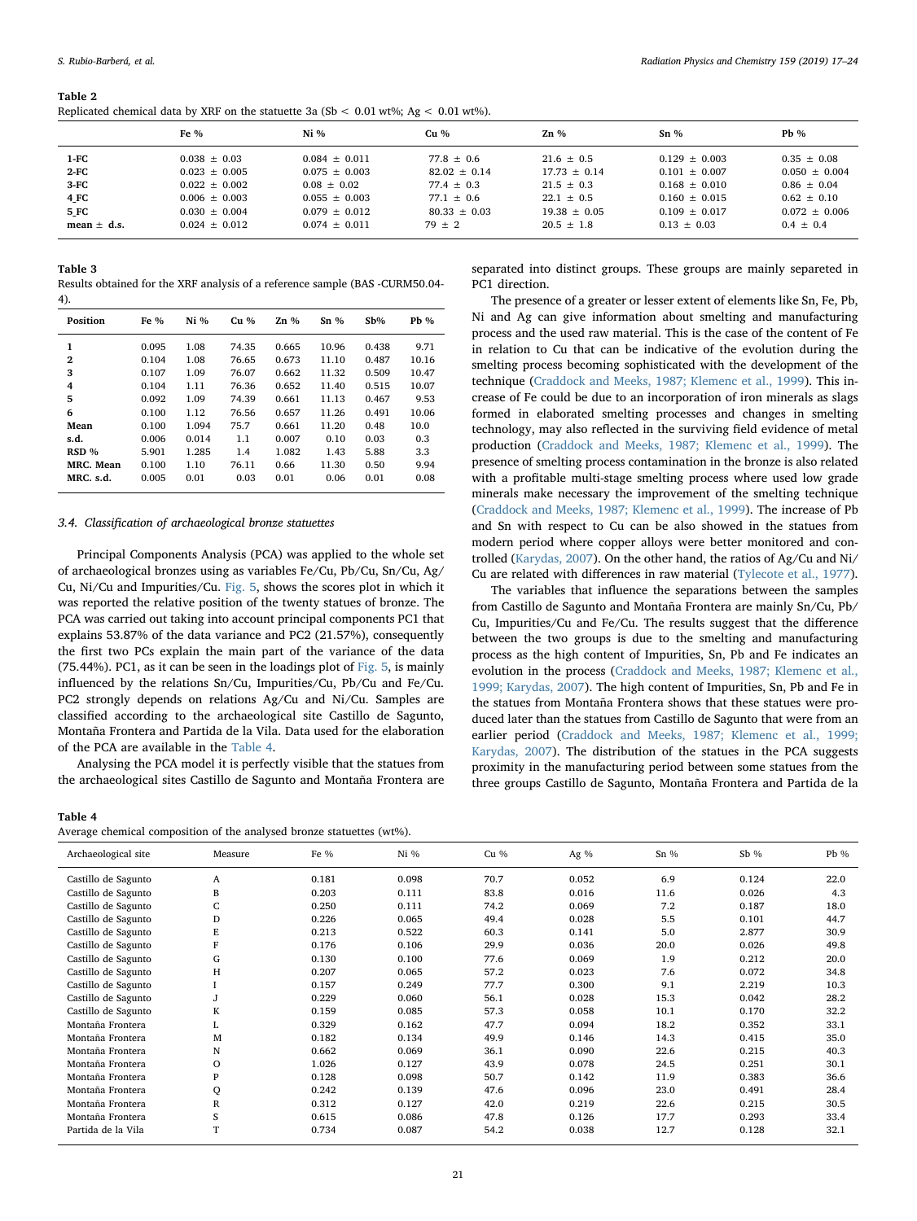**Table 2**
Replicated chemical data by XRF on the statuette 3a (Sb < 0.01 wt%; Ag < 0.01 wt%).

| | Fe % | Ni % | Cu % | Zn % | Sn % | Pb % |
|---|---|---|---|---|---|---|
| **1-FC** | 0.038 ± 0.03 | 0.084 ± 0.011 | 77.8 ± 0.6 | 21.6 ± 0.5 | 0.129 ± 0.003 | 0.35 ± 0.08 |
| **2-FC** | 0.023 ± 0.005 | 0.075 ± 0.003 | 82.02 ± 0.14 | 17.73 ± 0.14 | 0.101 ± 0.007 | 0.050 ± 0.004 |
| **3-FC** | 0.022 ± 0.002 | 0.08 ± 0.02 | 77.4 ± 0.3 | 21.5 ± 0.3 | 0.168 ± 0.010 | 0.86 ± 0.04 |
| **4_FC** | 0.006 ± 0.003 | 0.055 ± 0.003 | 77.1 ± 0.6 | 22.1 ± 0.5 | 0.160 ± 0.015 | 0.62 ± 0.10 |
| **5_FC** | 0.030 ± 0.004 | 0.079 ± 0.012 | 80.33 ± 0.03 | 19.38 ± 0.05 | 0.109 ± 0.017 | 0.072 ± 0.006 |
| **mean ± d.s.** | 0.024 ± 0.012 | 0.074 ± 0.011 | 79 ± 2 | 20.5 ± 1.8 | 0.13 ± 0.03 | 0.4 ± 0.4 |

**Table 3**
Results obtained for the XRF analysis of a reference sample (BAS -CURM50.04-4).

| Position | Fe % | Ni % | Cu % | Zn % | Sn % | Sb% | Pb % |
|---|---|---|---|---|---|---|---|
| **1** | 0.095 | 1.08 | 74.35 | 0.665 | 10.96 | 0.438 | 9.71 |
| **2** | 0.104 | 1.08 | 76.65 | 0.673 | 11.10 | 0.487 | 10.16 |
| **3** | 0.107 | 1.09 | 76.07 | 0.662 | 11.32 | 0.509 | 10.47 |
| **4** | 0.104 | 1.11 | 76.36 | 0.652 | 11.40 | 0.515 | 10.07 |
| **5** | 0.092 | 1.09 | 74.39 | 0.661 | 11.13 | 0.467 | 9.53 |
| **6** | 0.100 | 1.12 | 76.56 | 0.657 | 11.26 | 0.491 | 10.06 |
| **Mean** | 0.100 | 1.094 | 75.7 | 0.661 | 11.20 | 0.48 | 10.0 |
| **s.d.** | 0.006 | 0.014 | 1.1 | 0.007 | 0.10 | 0.03 | 0.3 |
| **RSD %** | 5.901 | 1.285 | 1.4 | 1.082 | 1.43 | 5.88 | 3.3 |
| **MRC. Mean** | 0.100 | 1.10 | 76.11 | 0.66 | 11.30 | 0.50 | 9.94 |
| **MRC. s.d.** | 0.005 | 0.01 | 0.03 | 0.01 | 0.06 | 0.01 | 0.08 |

### 3.4. Classification of archaeological bronze statuettes

Principal Components Analysis (PCA) was applied to the whole set of archaeological bronzes using as variables Fe/Cu, Pb/Cu, Sn/Cu, Ag/Cu, Ni/Cu and Impurities/Cu. Fig. 5, shows the scores plot in which it was reported the relative position of the twenty statues of bronze. The PCA was carried out taking into account principal components PC1 that explains 53.87% of the data variance and PC2 (21.57%), consequently the first two PCs explain the main part of the variance of the data (75.44%). PC1, as it can be seen in the loadings plot of Fig. 5, is mainly influenced by the relations Sn/Cu, Impurities/Cu, Pb/Cu and Fe/Cu. PC2 strongly depends on relations Ag/Cu and Ni/Cu. Samples are classified according to the archaeological site Castillo de Sagunto, Montaña Frontera and Partida de la Vila. Data used for the elaboration of the PCA are available in the Table 4.

Analysing the PCA model it is perfectly visible that the statues from the archaeological sites Castillo de Sagunto and Montaña Frontera are separated into distinct groups. These groups are mainly separeted in PC1 direction.

The presence of a greater or lesser extent of elements like Sn, Fe, Pb, Ni and Ag can give information about smelting and manufacturing process and the used raw material. This is the case of the content of Fe in relation to Cu that can be indicative of the evolution during the smelting process becoming sophisticated with the development of the technique (Craddock and Meeks, 1987; Klemenc et al., 1999). This increase of Fe could be due to an incorporation of iron minerals as slags formed in elaborated smelting processes and changes in smelting technology, may also reflected in the surviving field evidence of metal production (Craddock and Meeks, 1987; Klemenc et al., 1999). The presence of smelting process contamination in the bronze is also related with a profitable multi-stage smelting process where used low grade minerals make necessary the improvement of the smelting technique (Craddock and Meeks, 1987; Klemenc et al., 1999). The increase of Pb and Sn with respect to Cu can be also showed in the statues from modern period where copper alloys were better monitored and controlled (Karydas, 2007). On the other hand, the ratios of Ag/Cu and Ni/Cu are related with differences in raw material (Tylecote et al., 1977).

The variables that influence the separations between the samples from Castillo de Sagunto and Montaña Frontera are mainly Sn/Cu, Pb/Cu, Impurities/Cu and Fe/Cu. The results suggest that the difference between the two groups is due to the smelting and manufacturing process as the high content of Impurities, Sn, Pb and Fe indicates an evolution in the process (Craddock and Meeks, 1987; Klemenc et al., 1999; Karydas, 2007). The high content of Impurities, Sn, Pb and Fe in the statues from Montaña Frontera shows that these statues were produced later than the statues from Castillo de Sagunto that were from an earlier period (Craddock and Meeks, 1987; Klemenc et al., 1999; Karydas, 2007). The distribution of the statues in the PCA suggests proximity in the manufacturing period between some statues from the three groups Castillo de Sagunto, Montaña Frontera and Partida de la

**Table 4**
Average chemical composition of the analysed bronze statuettes (wt%).

| Archaeological site | Measure | Fe % | Ni % | Cu % | Ag % | Sn % | Sb % | Pb % |
|---|---|---|---|---|---|---|---|---|
| Castillo de Sagunto | A | 0.181 | 0.098 | 70.7 | 0.052 | 6.9 | 0.124 | 22.0 |
| Castillo de Sagunto | B | 0.203 | 0.111 | 83.8 | 0.016 | 11.6 | 0.026 | 4.3 |
| Castillo de Sagunto | C | 0.250 | 0.111 | 74.2 | 0.069 | 7.2 | 0.187 | 18.0 |
| Castillo de Sagunto | D | 0.226 | 0.065 | 49.4 | 0.028 | 5.5 | 0.101 | 44.7 |
| Castillo de Sagunto | E | 0.213 | 0.522 | 60.3 | 0.141 | 5.0 | 2.877 | 30.9 |
| Castillo de Sagunto | F | 0.176 | 0.106 | 29.9 | 0.036 | 20.0 | 0.026 | 49.8 |
| Castillo de Sagunto | G | 0.130 | 0.100 | 77.6 | 0.069 | 1.9 | 0.212 | 20.0 |
| Castillo de Sagunto | H | 0.207 | 0.065 | 57.2 | 0.023 | 7.6 | 0.072 | 34.8 |
| Castillo de Sagunto | I | 0.157 | 0.249 | 77.7 | 0.300 | 9.1 | 2.219 | 10.3 |
| Castillo de Sagunto | J | 0.229 | 0.060 | 56.1 | 0.028 | 15.3 | 0.042 | 28.2 |
| Castillo de Sagunto | K | 0.159 | 0.085 | 57.3 | 0.058 | 10.1 | 0.170 | 32.2 |
| Montaña Frontera | L | 0.329 | 0.162 | 47.7 | 0.094 | 18.2 | 0.352 | 33.1 |
| Montaña Frontera | M | 0.182 | 0.134 | 49.9 | 0.146 | 14.3 | 0.415 | 35.0 |
| Montaña Frontera | N | 0.662 | 0.069 | 36.1 | 0.090 | 22.6 | 0.215 | 40.3 |
| Montaña Frontera | O | 1.026 | 0.127 | 43.9 | 0.078 | 24.5 | 0.251 | 30.1 |
| Montaña Frontera | P | 0.128 | 0.098 | 50.7 | 0.142 | 11.9 | 0.383 | 36.6 |
| Montaña Frontera | Q | 0.242 | 0.139 | 47.6 | 0.096 | 23.0 | 0.491 | 28.4 |
| Montaña Frontera | R | 0.312 | 0.127 | 42.0 | 0.219 | 22.6 | 0.215 | 30.5 |
| Montaña Frontera | S | 0.615 | 0.086 | 47.8 | 0.126 | 17.7 | 0.293 | 33.4 |
| Partida de la Vila | T | 0.734 | 0.087 | 54.2 | 0.038 | 12.7 | 0.128 | 32.1 |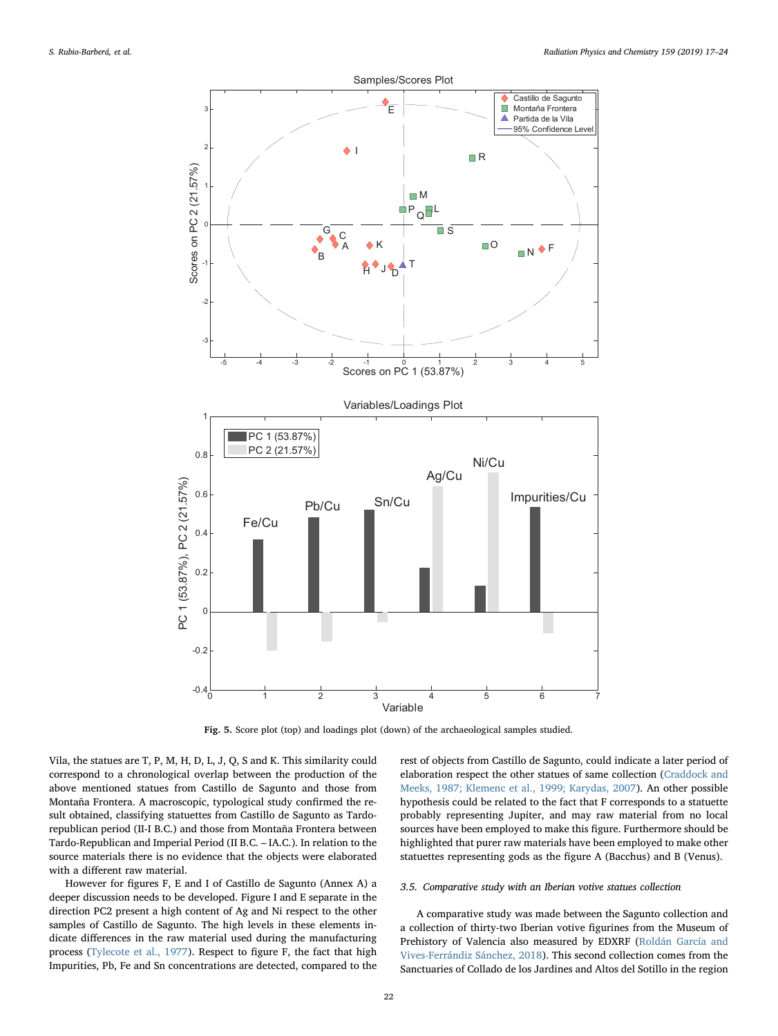Fig. 5. Score plot (top) and loadings plot (down) of the archaeological samples studied.

Vila, the statues are T, P, M, H, D, L, J, Q, S and K. This similarity could correspond to a chronological overlap between the production of the above mentioned statues from Castillo de Sagunto and those from Montaña Frontera. A macroscopic, typological study confirmed the result obtained, classifying statuettes from Castillo de Sagunto as Tardo-republican period (II-I B.C.) and those from Montaña Frontera between Tardo-Republican and Imperial Period (II B.C. – IA.C.). In relation to the source materials there is no evidence that the objects were elaborated with a different raw material.

However for figures F, E and I of Castillo de Sagunto (Annex A) a deeper discussion needs to be developed. Figure I and E separate in the direction PC2 present a high content of Ag and Ni respect to the other samples of Castillo de Sagunto. The high levels in these elements indicate differences in the raw material used during the manufacturing process (Tylecote et al., 1977). Respect to figure F, the fact that high Impurities, Pb, Fe and Sn concentrations are detected, compared to the rest of objects from Castillo de Sagunto, could indicate a later period of elaboration respect the other statues of same collection (Craddock and Meeks, 1987; Klemenc et al., 1999; Karydas, 2007). An other possible hypothesis could be related to the fact that F corresponds to a statuette probably representing Jupiter, and may raw material from no local sources have been employed to make this figure. Furthermore should be highlighted that purer raw materials have been employed to make other statuettes representing gods as the figure A (Bacchus) and B (Venus).

### 3.5. Comparative study with an Iberian votive statues collection

A comparative study was made between the Sagunto collection and a collection of thirty-two Iberian votive figurines from the Museum of Prehistory of Valencia also measured by EDXRF (Roldán García and Vives-Ferrándiz Sánchez, 2018). This second collection comes from the Sanctuaries of Collado de los Jardines and Altos del Sotillo in the region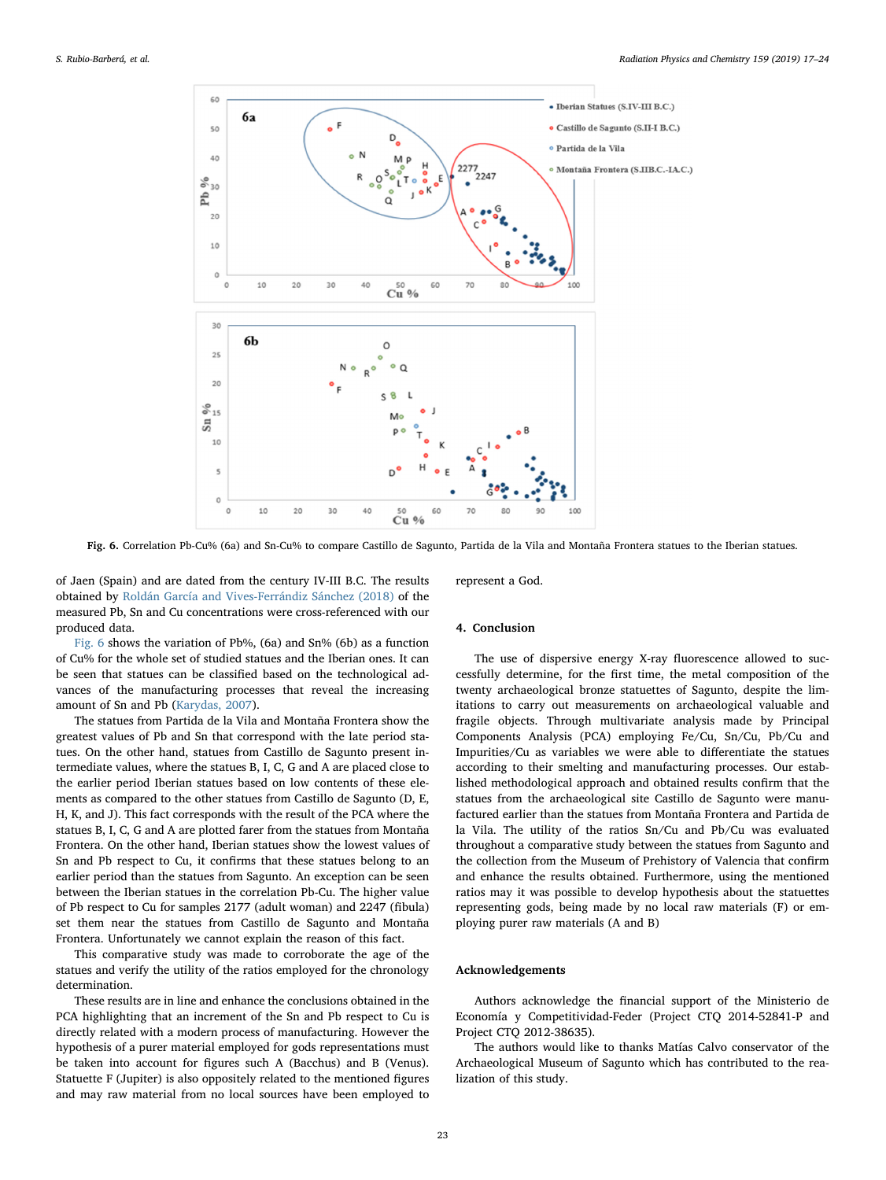Fig. 6. Correlation Pb-Cu% (6a) and Sn-Cu% to compare Castillo de Sagunto, Partida de la Vila and Montaña Frontera statues to the Iberian statues.

of Jaen (Spain) and are dated from the century IV-III B.C. The results obtained by Roldán García and Vives-Ferrándiz Sánchez (2018) of the measured Pb, Sn and Cu concentrations were cross-referenced with our produced data.

Fig. 6 shows the variation of Pb%, (6a) and Sn% (6b) as a function of Cu% for the whole set of studied statues and the Iberian ones. It can be seen that statues can be classified based on the technological advances of the manufacturing processes that reveal the increasing amount of Sn and Pb (Karydas, 2007).

The statues from Partida de la Vila and Montaña Frontera show the greatest values of Pb and Sn that correspond with the late period statues. On the other hand, statues from Castillo de Sagunto present intermediate values, where the statues B, I, C, G and A are placed close to the earlier period Iberian statues based on low contents of these elements as compared to the other statues from Castillo de Sagunto (D, E, H, K, and J). This fact corresponds with the result of the PCA where the statues B, I, C, G and A are plotted farer from the statues from Montaña Frontera. On the other hand, Iberian statues show the lowest values of Sn and Pb respect to Cu, it confirms that these statues belong to an earlier period than the statues from Sagunto. An exception can be seen between the Iberian statues in the correlation Pb-Cu. The higher value of Pb respect to Cu for samples 2177 (adult woman) and 2247 (fibula) set them near the statues from Castillo de Sagunto and Montaña Frontera. Unfortunately we cannot explain the reason of this fact.

This comparative study was made to corroborate the age of the statues and verify the utility of the ratios employed for the chronology determination.

These results are in line and enhance the conclusions obtained in the PCA highlighting that an increment of the Sn and Pb respect to Cu is directly related with a modern process of manufacturing. However the hypothesis of a purer material employed for gods representations must be taken into account for figures such A (Bacchus) and B (Venus). Statuette F (Jupiter) is also oppositely related to the mentioned figures and may raw material from no local sources have been employed to represent a God.

## 4. Conclusion

The use of dispersive energy X-ray fluorescence allowed to successfully determine, for the first time, the metal composition of the twenty archaeological bronze statuettes of Sagunto, despite the limitations to carry out measurements on archaeological valuable and fragile objects. Through multivariate analysis made by Principal Components Analysis (PCA) employing Fe/Cu, Sn/Cu, Pb/Cu and Impurities/Cu as variables we were able to differentiate the statues according to their smelting and manufacturing processes. Our established methodological approach and obtained results confirm that the statues from the archaeological site Castillo de Sagunto were manufactured earlier than the statues from Montaña Frontera and Partida de la Vila. The utility of the ratios Sn/Cu and Pb/Cu was evaluated throughout a comparative study between the statues from Sagunto and the collection from the Museum of Prehistory of Valencia that confirm and enhance the results obtained. Furthermore, using the mentioned ratios may it was possible to develop hypothesis about the statuettes representing gods, being made by no local raw materials (F) or employing purer raw materials (A and B)

## Acknowledgements

Authors acknowledge the financial support of the Ministerio de Economía y Competitividad-Feder (Project CTQ 2014-52841-P and Project CTQ 2012-38635).

The authors would like to thanks Matías Calvo conservator of the Archaeological Museum of Sagunto which has contributed to the realization of this study.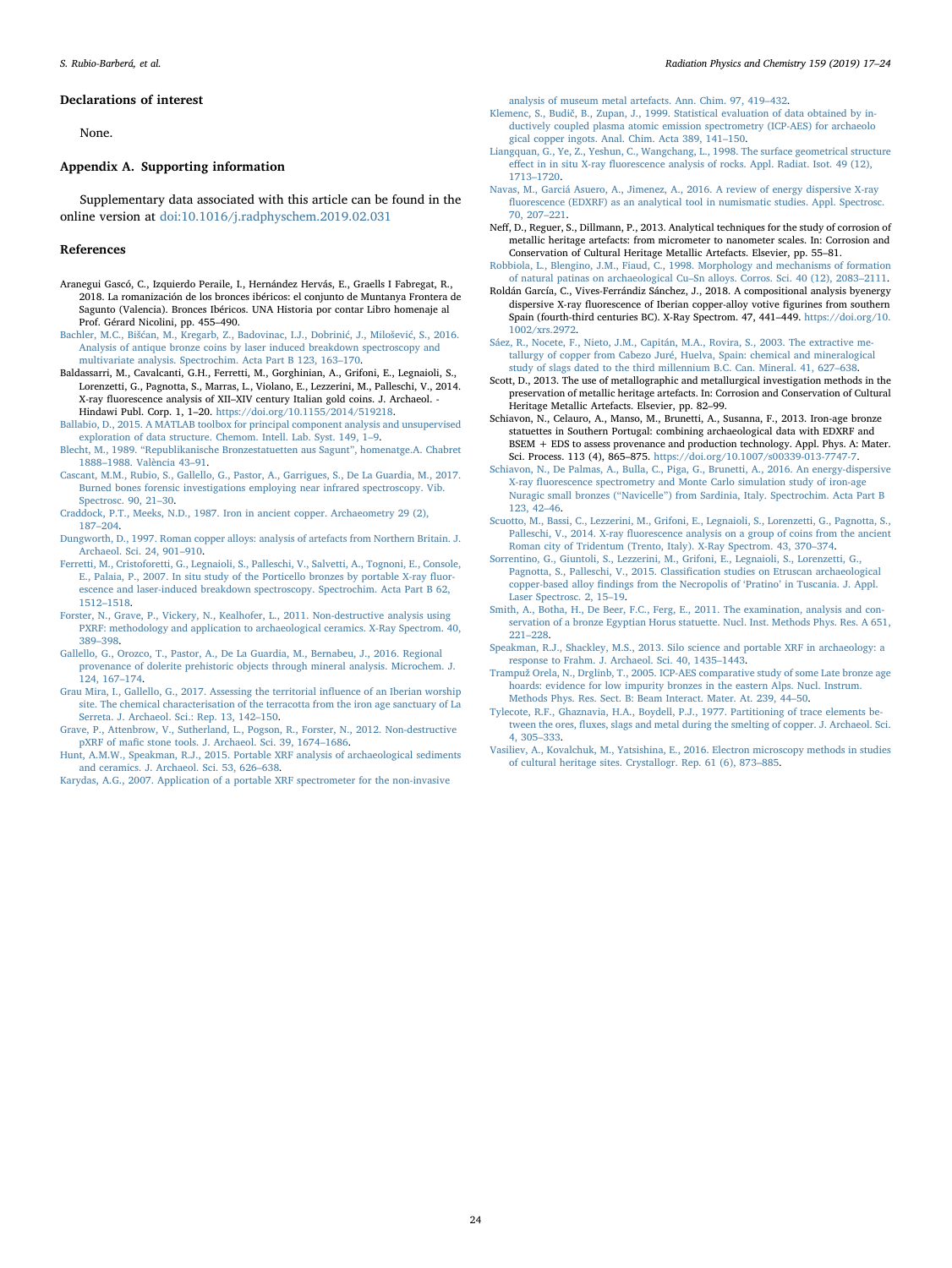## Declarations of interest

None.

## Appendix A. Supporting information

Supplementary data associated with this article can be found in the online version at doi:10.1016/j.radphyschem.2019.02.031

## References

Aranegui Gascó, C., Izquierdo Peraile, I., Hernández Hervás, E., Graells I Fabregat, R., 2018. La romanización de los bronces ibéricos: el conjunto de Muntanya Frontera de Sagunto (Valencia). Bronces Ibéricos. UNA Historia por contar Libro homenaje al Prof. Gérard Nicolini, pp. 455–490.

Bachler, M.C., Bišćan, M., Kregarb, Z., Badovinac, I.J., Dobrinić, J., Milošević, S., 2016. Analysis of antique bronze coins by laser induced breakdown spectroscopy and multivariate analysis. Spectrochim. Acta Part B 123, 163–170.

Baldassarri, M., Cavalcanti, G.H., Ferretti, M., Gorghinian, A., Grifoni, E., Legnaioli, S., Lorenzetti, G., Pagnotta, S., Marras, L., Violano, E., Lezzerini, M., Palleschi, V., 2014. X-ray fluorescence analysis of XII–XIV century Italian gold coins. J. Archaeol. - Hindawi Publ. Corp. 1, 1–20. https://doi.org/10.1155/2014/519218.

Ballabio, D., 2015. A MATLAB toolbox for principal component analysis and unsupervised exploration of data structure. Chemom. Intell. Lab. Syst. 149, 1–9.

Blecht, M., 1989. "Republikanische Bronzestatuetten aus Sagunt", homenatge.A. Chabret 1888–1988. València 43–91.

Cascant, M.M., Rubio, S., Gallello, G., Pastor, A., Garrigues, S., De La Guardia, M., 2017. Burned bones forensic investigations employing near infrared spectroscopy. Vib. Spectrosc. 90, 21–30.

Craddock, P.T., Meeks, N.D., 1987. Iron in ancient copper. Archaeometry 29 (2), 187–204.

Dungworth, D., 1997. Roman copper alloys: analysis of artefacts from Northern Britain. J. Archaeol. Sci. 24, 901–910.

Ferretti, M., Cristoforetti, G., Legnaioli, S., Palleschi, V., Salvetti, A., Tognoni, E., Console, E., Palaia, P., 2007. In situ study of the Porticello bronzes by portable X-ray fluorescence and laser-induced breakdown spectroscopy. Spectrochim. Acta Part B 62, 1512–1518.

Forster, N., Grave, P., Vickery, N., Kealhofer, L., 2011. Non-destructive analysis using PXRF: methodology and application to archaeological ceramics. X-Ray Spectrom. 40, 389–398.

Gallello, G., Orozco, T., Pastor, A., De La Guardia, M., Bernabeu, J., 2016. Regional provenance of dolerite prehistoric objects through mineral analysis. Microchem. J. 124, 167–174.

Grau Mira, I., Gallello, G., 2017. Assessing the territorial influence of an Iberian worship site. The chemical characterisation of the terracotta from the iron age sanctuary of La Serreta. J. Archaeol. Sci.: Rep. 13, 142–150.

Grave, P., Attenbrow, V., Sutherland, L., Pogson, R., Forster, N., 2012. Non-destructive pXRF of mafic stone tools. J. Archaeol. Sci. 39, 1674–1686.

Hunt, A.M.W., Speakman, R.J., 2015. Portable XRF analysis of archaeological sediments and ceramics. J. Archaeol. Sci. 53, 626–638.

Karydas, A.G., 2007. Application of a portable XRF spectrometer for the non-invasive analysis of museum metal artefacts. Ann. Chim. 97, 419–432.

Klemenc, S., Budič, B., Zupan, J., 1999. Statistical evaluation of data obtained by inductively coupled plasma atomic emission spectrometry (ICP-AES) for archaeolo gical copper ingots. Anal. Chim. Acta 389, 141–150.

Liangquan, G., Ye, Z., Yeshun, C., Wangchang, L., 1998. The surface geometrical structure effect in in situ X-ray fluorescence analysis of rocks. Appl. Radiat. Isot. 49 (12), 1713–1720.

Navas, M., Garciá Asuero, A., Jimenez, A., 2016. A review of energy dispersive X-ray fluorescence (EDXRF) as an analytical tool in numismatic studies. Appl. Spectrosc. 70, 207–221.

Neff, D., Reguer, S., Dillmann, P., 2013. Analytical techniques for the study of corrosion of metallic heritage artefacts: from micrometer to nanometer scales. In: Corrosion and Conservation of Cultural Heritage Metallic Artefacts. Elsevier, pp. 55–81.

Robbiola, L., Blengino, J.M., Fiaud, C., 1998. Morphology and mechanisms of formation of natural patinas on archaeological Cu–Sn alloys. Corros. Sci. 40 (12), 2083–2111.

Roldán García, C., Vives-Ferrándiz Sánchez, J., 2018. A compositional analysis byenergy dispersive X-ray fluorescence of Iberian copper-alloy votive figurines from southern Spain (fourth-third centuries BC). X-Ray Spectrom. 47, 441–449. https://doi.org/10.1002/xrs.2972.

Sáez, R., Nocete, F., Nieto, J.M., Capitán, M.A., Rovira, S., 2003. The extractive metallurgy of copper from Cabezo Juré, Huelva, Spain: chemical and mineralogical study of slags dated to the third millennium B.C. Can. Mineral. 41, 627–638.

Scott, D., 2013. The use of metallographic and metallurgical investigation methods in the preservation of metallic heritage artefacts. In: Corrosion and Conservation of Cultural Heritage Metallic Artefacts. Elsevier, pp. 82–99.

Schiavon, N., Celauro, A., Manso, M., Brunetti, A., Susanna, F., 2013. Iron-age bronze statuettes in Southern Portugal: combining archaeological data with EDXRF and BSEM + EDS to assess provenance and production technology. Appl. Phys. A: Mater. Sci. Process. 113 (4), 865–875. https://doi.org/10.1007/s00339-013-7747-7.

Schiavon, N., De Palmas, A., Bulla, C., Piga, G., Brunetti, A., 2016. An energy-dispersive X-ray fluorescence spectrometry and Monte Carlo simulation study of iron-age Nuragic small bronzes ("Navicelle") from Sardinia, Italy. Spectrochim. Acta Part B 123, 42–46.

Scuotto, M., Bassi, C., Lezzerini, M., Grifoni, E., Legnaioli, S., Lorenzetti, G., Pagnotta, S., Palleschi, V., 2014. X-ray fluorescence analysis on a group of coins from the ancient Roman city of Tridentum (Trento, Italy). X-Ray Spectrom. 43, 370–374.

Sorrentino, G., Giuntoli, S., Lezzerini, M., Grifoni, E., Legnaioli, S., Lorenzetti, G., Pagnotta, S., Palleschi, V., 2015. Classification studies on Etruscan archaeological copper-based alloy findings from the Necropolis of 'Pratino' in Tuscania. J. Appl. Laser Spectrosc. 2, 15–19.

Smith, A., Botha, H., De Beer, F.C., Ferg, E., 2011. The examination, analysis and conservation of a bronze Egyptian Horus statuette. Nucl. Inst. Methods Phys. Res. A 651, 221–228.

Speakman, R.J., Shackley, M.S., 2013. Silo science and portable XRF in archaeology: a response to Frahm. J. Archaeol. Sci. 40, 1435–1443.

Trampuž Orela, N., Drglinb, T., 2005. ICP-AES comparative study of some Late bronze age hoards: evidence for low impurity bronzes in the eastern Alps. Nucl. Instrum. Methods Phys. Res. Sect. B: Beam Interact. Mater. At. 239, 44–50.

Tylecote, R.F., Ghaznavia, H.A., Boydell, P.J., 1977. Partitioning of trace elements between the ores, fluxes, slags and metal during the smelting of copper. J. Archaeol. Sci. 4, 305–333.

Vasiliev, A., Kovalchuk, M., Yatsishina, E., 2016. Electron microscopy methods in studies of cultural heritage sites. Crystallogr. Rep. 61 (6), 873–885.